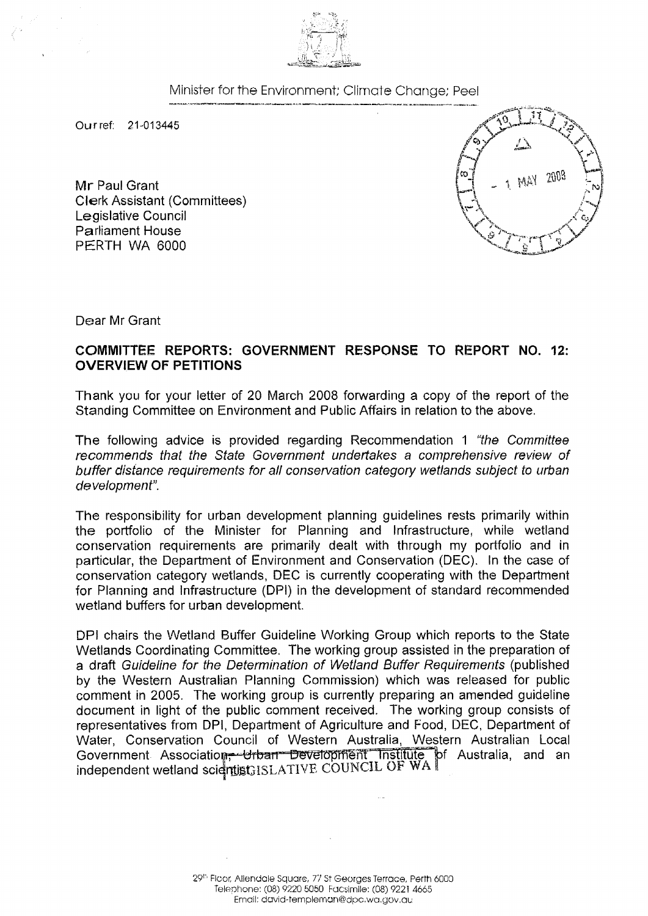Minister for the Environment; Climate Change; Peel

Our ref: 21-013445

1 MAY 2008

Mr Paul Grant
Clerk Assistant (Committees)
Legislative Council
Parliament House
PERTH WA 6000

Dear Mr Grant

**COMMITTEE REPORTS: GOVERNMENT RESPONSE TO REPORT NO. 12: OVERVIEW OF PETITIONS**

Thank you for your letter of 20 March 2008 forwarding a copy of the report of the Standing Committee on Environment and Public Affairs in relation to the above.

The following advice is provided regarding Recommendation 1 *"the Committee recommends that the State Government undertakes a comprehensive review of buffer distance requirements for all conservation category wetlands subject to urban development"*.

The responsibility for urban development planning guidelines rests primarily within the portfolio of the Minister for Planning and Infrastructure, while wetland conservation requirements are primarily dealt with through my portfolio and in particular, the Department of Environment and Conservation (DEC). In the case of conservation category wetlands, DEC is currently cooperating with the Department for Planning and Infrastructure (DPI) in the development of standard recommended wetland buffers for urban development.

DPI chairs the Wetland Buffer Guideline Working Group which reports to the State Wetlands Coordinating Committee. The working group assisted in the preparation of a draft *Guideline for the Determination of Wetland Buffer Requirements* (published by the Western Australian Planning Commission) which was released for public comment in 2005. The working group is currently preparing an amended guideline document in light of the public comment received. The working group consists of representatives from DPI, Department of Agriculture and Food, DEC, Department of Water, Conservation Council of Western Australia, Western Australian Local Government Association, Urban Development Institute of Australia, and an independent wetland scientist.

LEGISLATIVE COUNCIL OF WA

29th Floor, Allendale Square, 77 St Georges Terrace, Perth 6000
Telephone: (08) 9220 5050 Facsimile: (08) 9221 4665
Email: david-templeman@dpc.wa.gov.au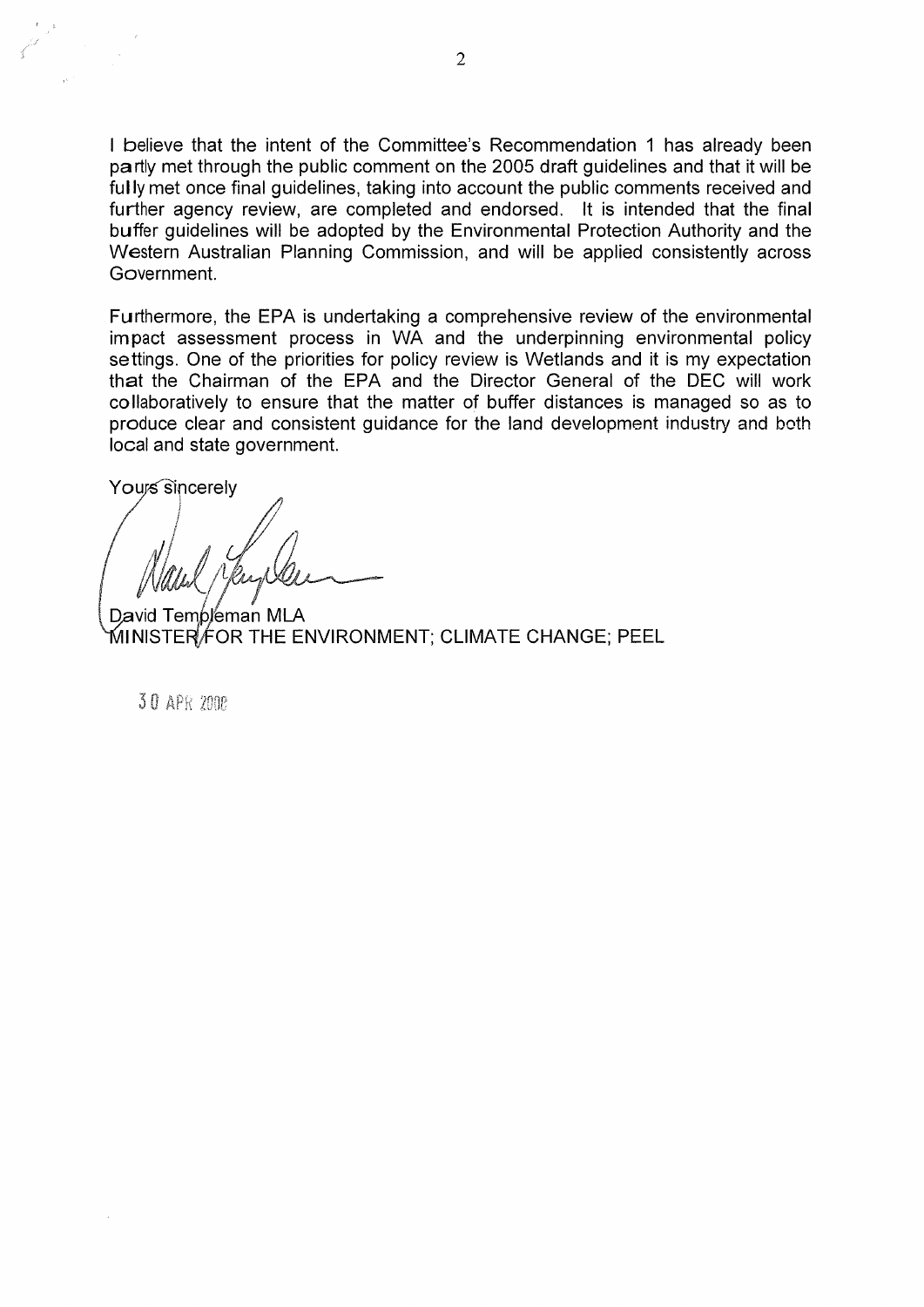I believe that the intent of the Committee's Recommendation 1 has already been partly met through the public comment on the 2005 draft guidelines and that it will be fully met once final guidelines, taking into account the public comments received and further agency review, are completed and endorsed. It is intended that the final buffer guidelines will be adopted by the Environmental Protection Authority and the Western Australian Planning Commission, and will be applied consistently across Government.

Furthermore, the EPA is undertaking a comprehensive review of the environmental impact assessment process in WA and the underpinning environmental policy settings. One of the priorities for policy review is Wetlands and it is my expectation that the Chairman of the EPA and the Director General of the DEC will work collaboratively to ensure that the matter of buffer distances is managed so as to produce clear and consistent guidance for the land development industry and both local and state government.

Yours sincerely

David Templeman MLA
MINISTER FOR THE ENVIRONMENT; CLIMATE CHANGE; PEEL

30 APR 2008